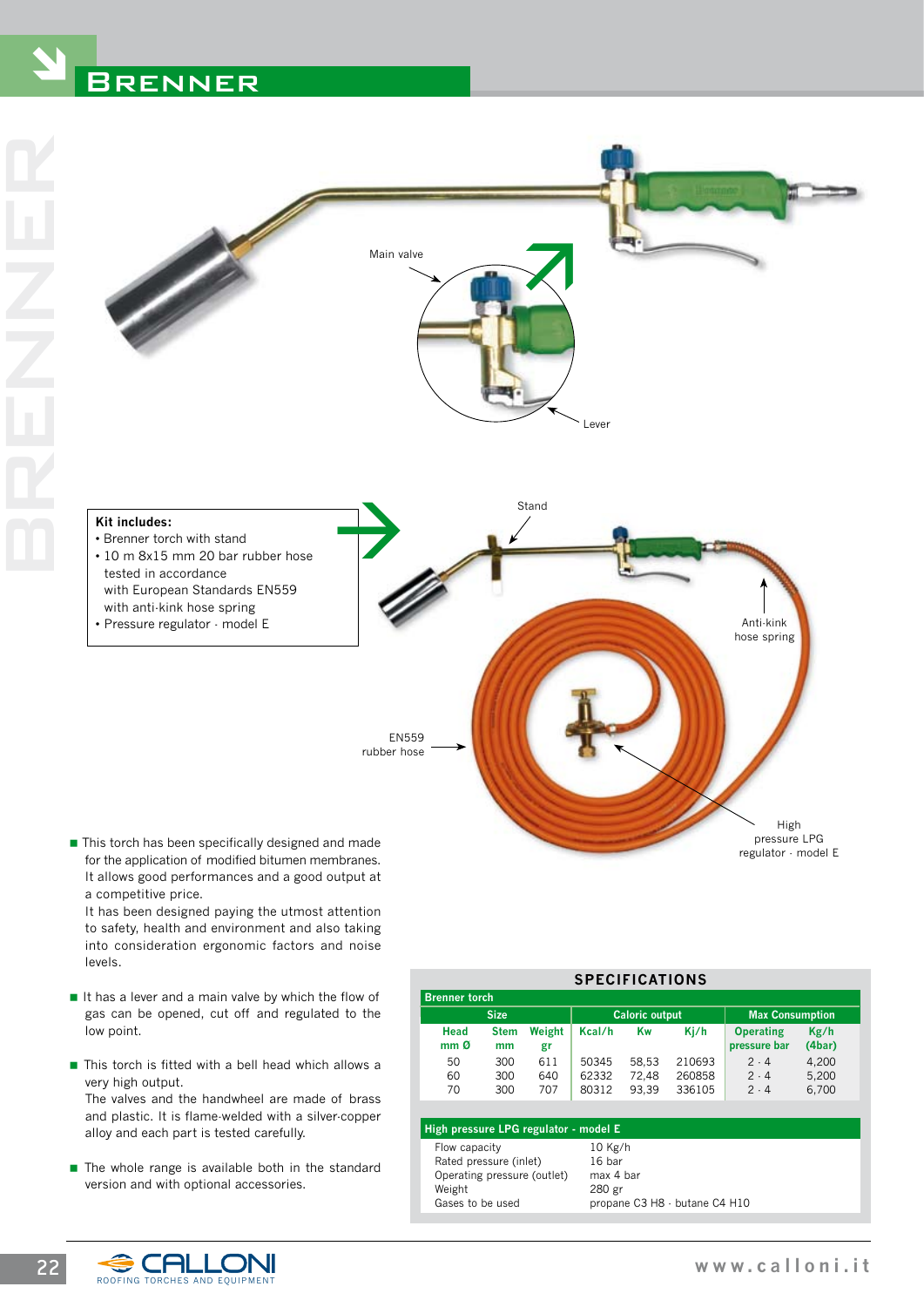# Brenner

Main valve

Lever

**Kit includes:**
- Brenner torch with stand
- 10 m 8x15 mm 20 bar rubber hose tested in accordance with European Standards EN559 with anti-kink hose spring
- Pressure regulator - model E

Stand

Anti-kink hose spring

EN559 rubber hose

High pressure LPG regulator - model E

- This torch has been specifically designed and made for the application of modified bitumen membranes. It allows good performances and a good output at a competitive price.
  It has been designed paying the utmost attention to safety, health and environment and also taking into consideration ergonomic factors and noise levels.
- It has a lever and a main valve by which the flow of gas can be opened, cut off and regulated to the low point.
- This torch is fitted with a bell head which allows a very high output.
  The valves and the handwheel are made of brass and plastic. It is flame-welded with a silver-copper alloy and each part is tested carefully.
- The whole range is available both in the standard version and with optional accessories.

## SPECIFICATIONS

**Brenner torch**

| Size | | | Caloric output | | | Max Consumption | |
|---|---|---|---|---|---|---|---|
| Head mm Ø | Stem mm | Weight gr | Kcal/h | Kw | Kj/h | Operating pressure bar | Kg/h (4bar) |
| 50 | 300 | 611 | 50345 | 58,53 | 210693 | 2 - 4 | 4,200 |
| 60 | 300 | 640 | 62332 | 72,48 | 260858 | 2 - 4 | 5,200 |
| 70 | 300 | 707 | 80312 | 93,39 | 336105 | 2 - 4 | 6,700 |

**High pressure LPG regulator - model E**

| | |
|---|---|
| Flow capacity | 10 Kg/h |
| Rated pressure (inlet) | 16 bar |
| Operating pressure (outlet) | max 4 bar |
| Weight | 280 gr |
| Gases to be used | propane C3 H8 - butane C4 H10 |

CALLONI
ROOFING TORCHES AND EQUIPMENT

www.calloni.it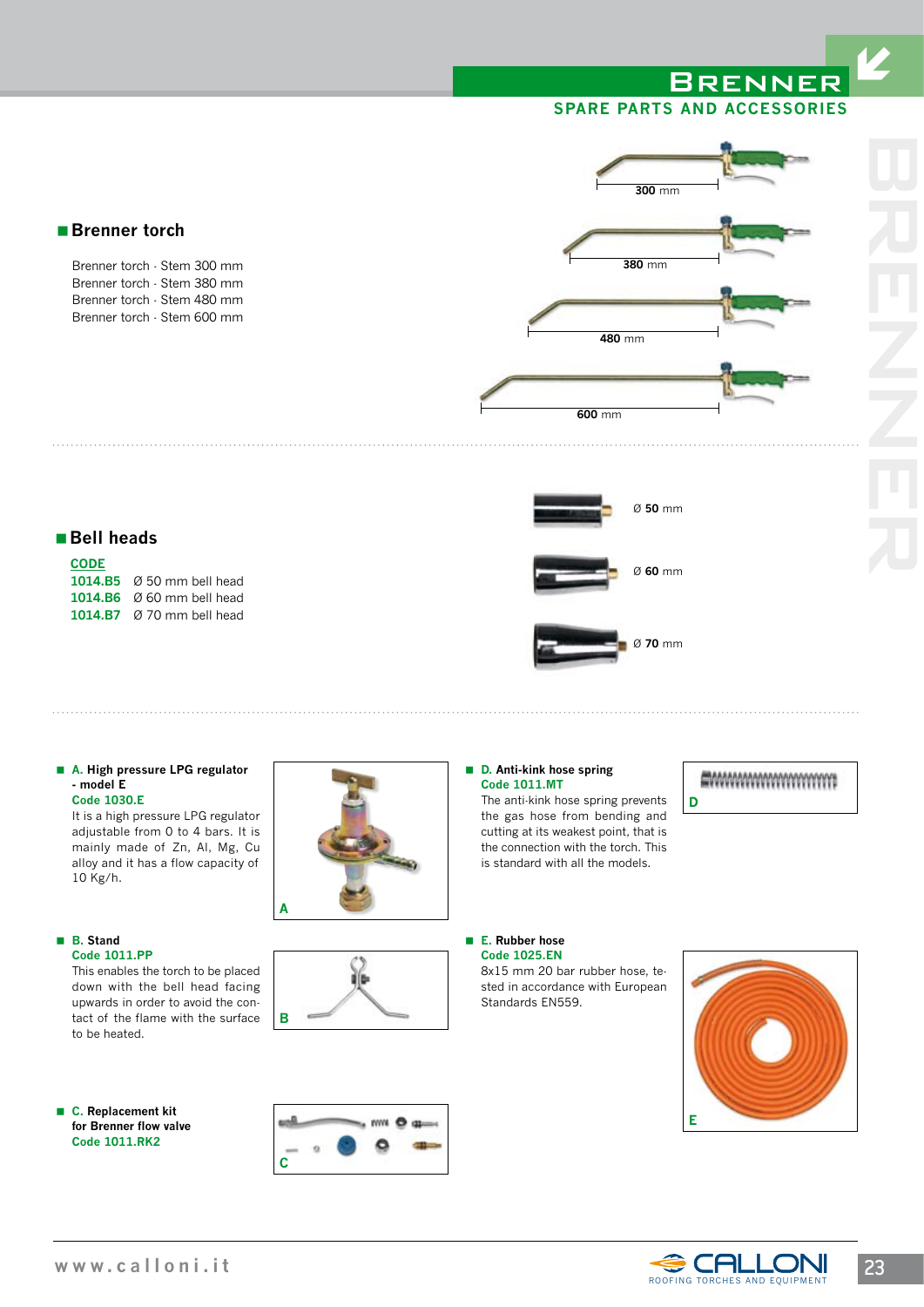# BRENNER

## SPARE PARTS AND ACCESSORIES

## Brenner torch

Brenner torch · Stem 300 mm
Brenner torch · Stem 380 mm
Brenner torch · Stem 480 mm
Brenner torch · Stem 600 mm

300 mm
380 mm
480 mm
600 mm

## Bell heads

| CODE | |
|---|---|
| **1014.B5** | Ø 50 mm bell head |
| **1014.B6** | Ø 60 mm bell head |
| **1014.B7** | Ø 70 mm bell head |

Ø 50 mm
Ø 60 mm
Ø 70 mm

### A. High pressure LPG regulator - model E

**Code 1030.E**

It is a high pressure LPG regulator adjustable from 0 to 4 bars. It is mainly made of Zn, Al, Mg, Cu alloy and it has a flow capacity of 10 Kg/h.

### B. Stand

**Code 1011.PP**

This enables the torch to be placed down with the bell head facing upwards in order to avoid the contact of the flame with the surface to be heated.

### C. Replacement kit for Brenner flow valve

**Code 1011.RK2**

### D. Anti-kink hose spring

**Code 1011.MT**

The anti-kink hose spring prevents the gas hose from bending and cutting at its weakest point, that is the connection with the torch. This is standard with all the models.

### E. Rubber hose

**Code 1025.EN**

8x15 mm 20 bar rubber hose, tested in accordance with European Standards EN559.

www.calloni.it

CALLONI ROOFING TORCHES AND EQUIPMENT